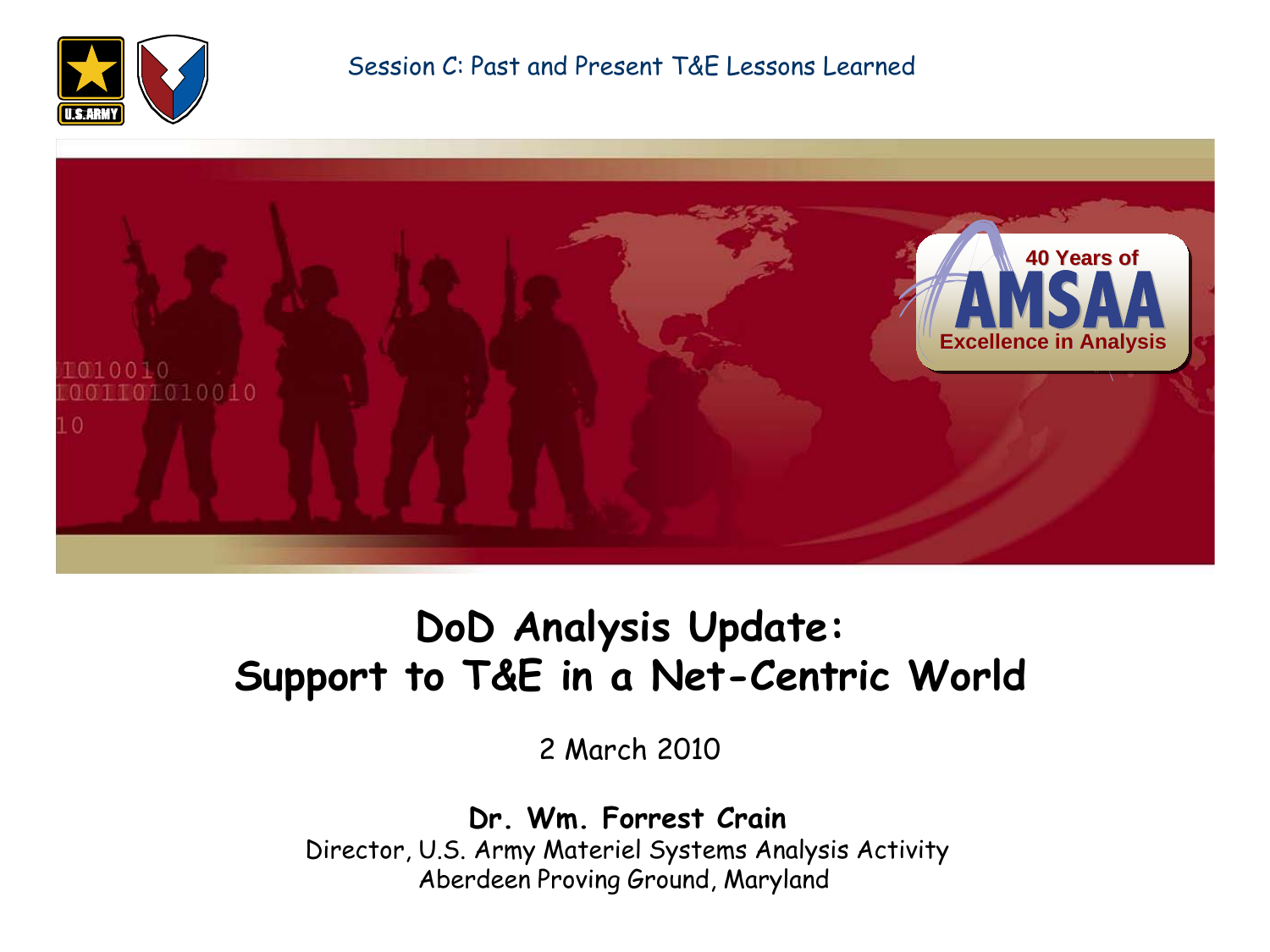Session C: Past and Present T&E Lessons Learned

# DoD Analysis Update: Support to T&E in a Net-Centric World

2 March 2010

**Dr. Wm. Forrest Crain**
Director, U.S. Army Materiel Systems Analysis Activity
Aberdeen Proving Ground, Maryland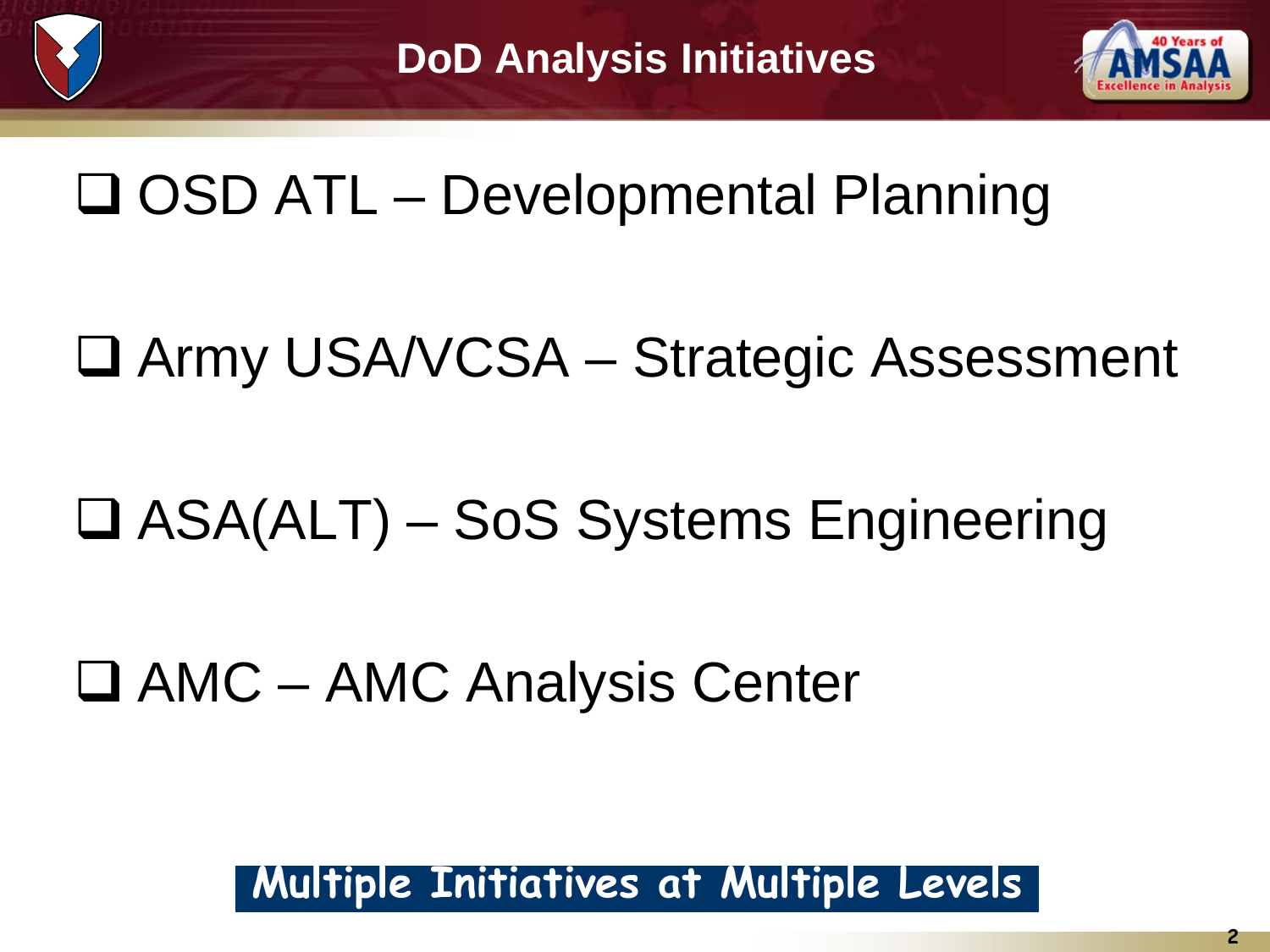# DoD Analysis Initiatives

- ❑ OSD ATL – Developmental Planning
- ❑ Army USA/VCSA – Strategic Assessment
- ❑ ASA(ALT) – SoS Systems Engineering
- ❑ AMC – AMC Analysis Center

**Multiple Initiatives at Multiple Levels**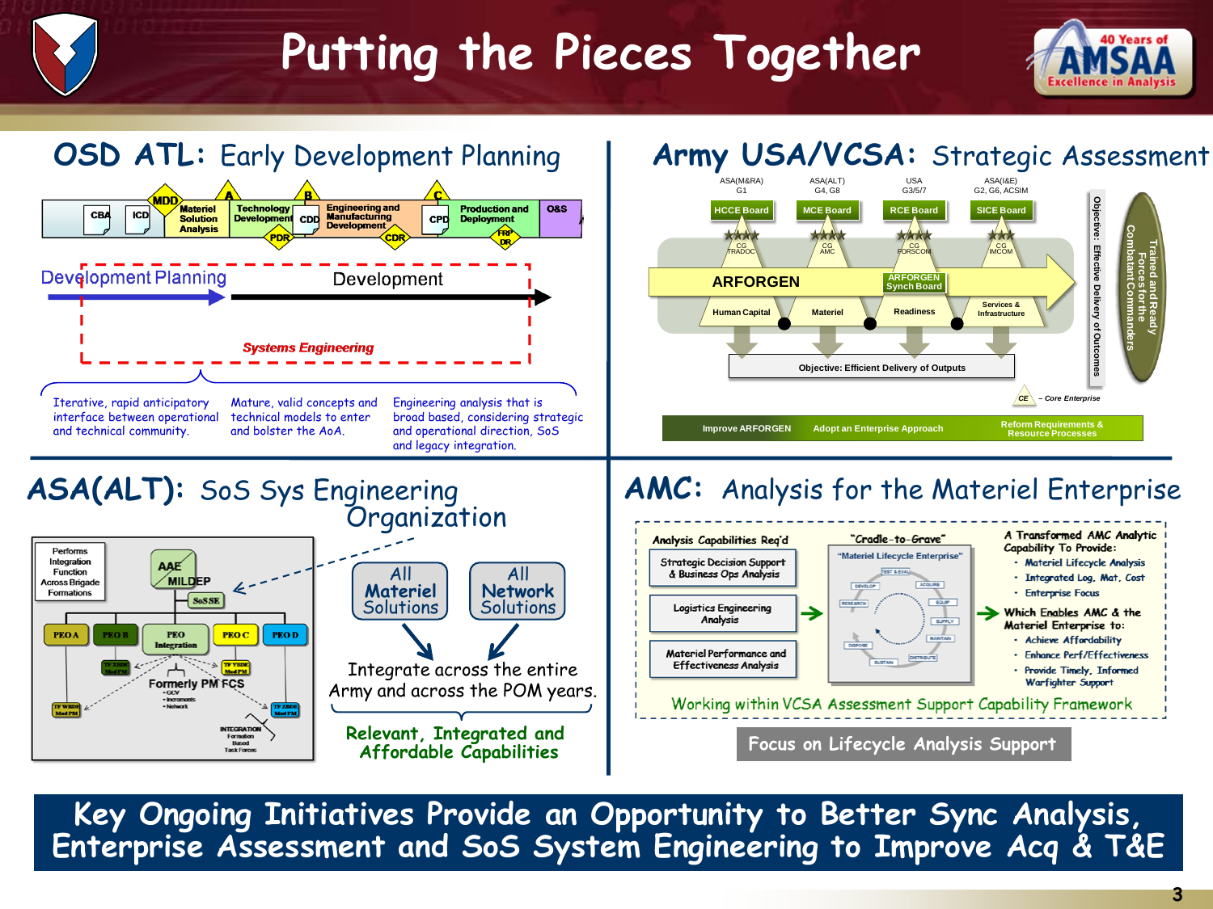# Putting the Pieces Together

## OSD ATL: Early Development Planning

CBA | ICD | MDD | Materiel Solution Analysis | A | Technology Development | PDR | B | CDD | Engineering and Manufacturing Development | CDR | C | CPD | Production and Deployment | FRP DR | O&S

Development Planning → Development

*Systems Engineering*

- Iterative, rapid anticipatory interface between operational and technical community.
- Mature, valid concepts and technical models to enter and bolster the AoA.
- Engineering analysis that is broad based, considering strategic and operational direction, SoS and legacy integration.

## Army USA/VCSA: Strategic Assessment

| ASA(M&RA) G1 | ASA(ALT) G4, G8 | USA G3/5/7 | ASA(I&E) G2, G6, ACSIM |
|---|---|---|---|
| HCCE Board | MCE Board | RCE Board | SICE Board |
| CG TRADOC | CG AMC | CG FORSCOM | CG IMCOM |
| Human Capital | Materiel | Readiness | Services & Infrastructure |

ARFORGEN — ARFORGEN Synch Board

Objective: Efficient Delivery of Outputs

Objective: Effective Delivery of Outcomes

Trained and Ready Forces for the Combatant Commanders

CE – Core Enterprise

Improve ARFORGEN | Adopt an Enterprise Approach | Reform Requirements & Resource Processes

## ASA(ALT): SoS Sys Engineering Organization

Performs Integration Function Across Brigade Formations

AAE, MILDEP, SoSSE, PEO A, PEO B, PEO Integration, PEO C, PEO D, Formerly PM FCS

All Materiel Solutions | All Network Solutions

Integrate across the entire Army and across the POM years.

**Relevant, Integrated and Affordable Capabilities**

## AMC: Analysis for the Materiel Enterprise

**Analysis Capabilities Req'd**
- Strategic Decision Support & Business Ops Analysis
- Logistics Engineering Analysis
- Materiel Performance and Effectiveness Analysis

**"Cradle-to-Grave"** — "Materiel Lifecycle Enterprise"

**A Transformed AMC Analytic Capability To Provide:**
- Materiel Lifecycle Analysis
- Integrated Log, Mat, Cost
- Enterprise Focus

**Which Enables AMC & the Materiel Enterprise to:**
- Achieve Affordability
- Enhance Perf/Effectiveness
- Provide Timely, Informed Warfighter Support

Working within VCSA Assessment Support Capability Framework

Focus on Lifecycle Analysis Support

**Key Ongoing Initiatives Provide an Opportunity to Better Sync Analysis, Enterprise Assessment and SoS System Engineering to Improve Acq & T&E**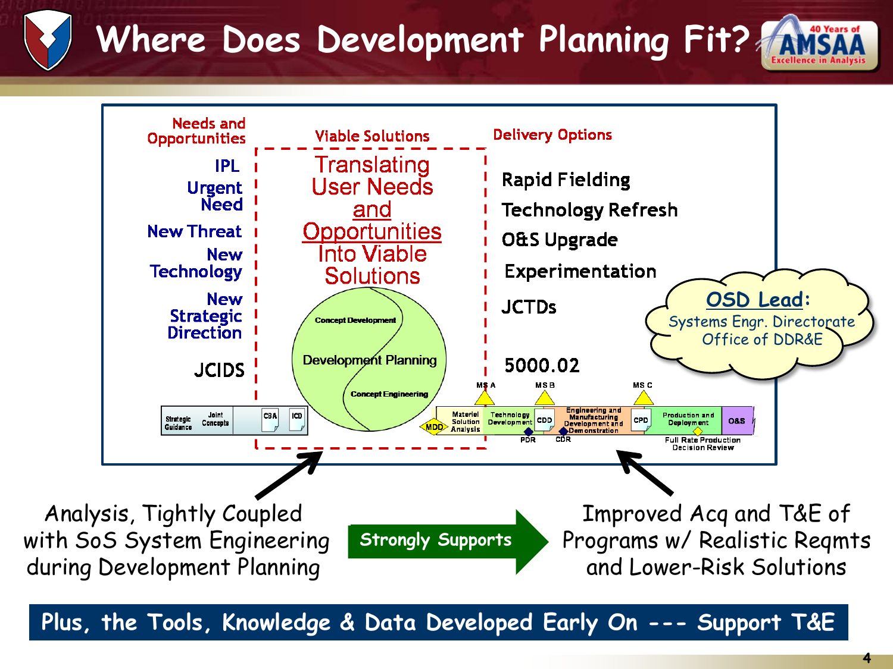# Where Does Development Planning Fit?

**Needs and Opportunities**

- IPL
- Urgent Need
- New Threat
- New Technology
- New Strategic Direction
- JCIDS

**Viable Solutions**

Translating User Needs and Opportunities Into Viable Solutions

Concept Development — Development Planning — Concept Engineering

**Delivery Options**

- Rapid Fielding
- Technology Refresh
- O&S Upgrade
- Experimentation
- JCTDs
- 5000.02

Strategic Guidance | Joint Concepts | CBA | ICD

MDD | Materiel Solution Analysis | MS A | Technology Development | MS B | CDD | PDR | Engineering and Manufacturing Development and Demonstration | CDR | MS C | CPD | Production and Deployment | Full Rate Production Decision Review | O&S

**OSD Lead:** Systems Engr. Directorate Office of DDR&E

Analysis, Tightly Coupled with SoS System Engineering during Development Planning **Strongly Supports** Improved Acq and T&E of Programs w/ Realistic Reqmts and Lower-Risk Solutions

**Plus, the Tools, Knowledge & Data Developed Early On --- Support T&E**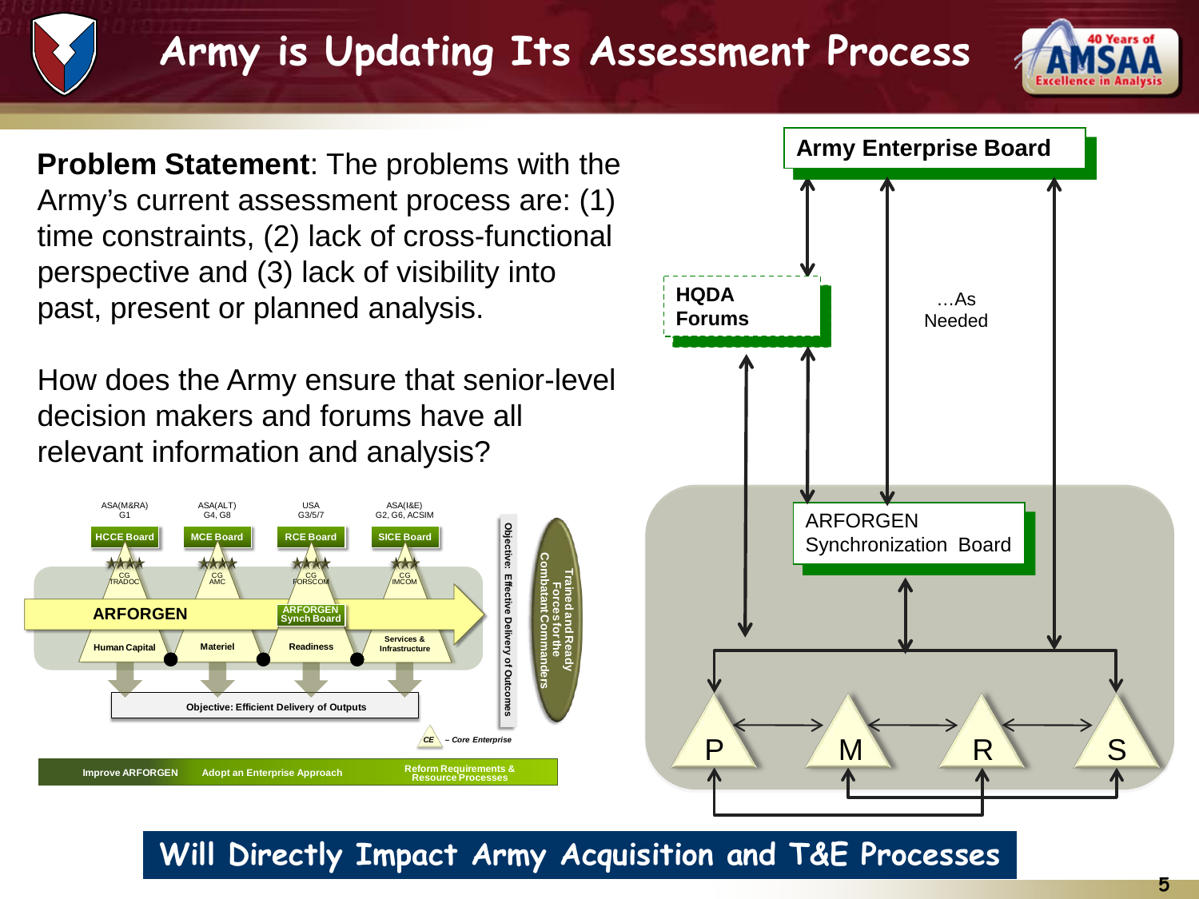# Army is Updating Its Assessment Process

**Problem Statement**: The problems with the Army's current assessment process are: (1) time constraints, (2) lack of cross-functional perspective and (3) lack of visibility into past, present or planned analysis.

How does the Army ensure that senior-level decision makers and forums have all relevant information and analysis?

ASA(M&RA) G1 — HCCE Board — CG TRADOC — Human Capital

ASA(ALT) G4, G8 — MCE Board — CG AMC — Materiel

USA G3/5/7 — RCE Board — CG FORSCOM — Readiness

ASA(I&E) G2, G6, ACSIM — SICE Board — CG IMCOM — Services & Infrastructure

ARFORGEN — ARFORGEN Synch Board

Objective: Efficient Delivery of Outputs

Objective: Effective Delivery of Outcomes

Trained and Ready Forces for the Combatant Commanders

CE – Core Enterprise

Improve ARFORGEN | Adopt an Enterprise Approach | Reform Requirements & Resource Processes

Army Enterprise Board

HQDA Forums

…As Needed

ARFORGEN Synchronization Board

P M R S

**Will Directly Impact Army Acquisition and T&E Processes**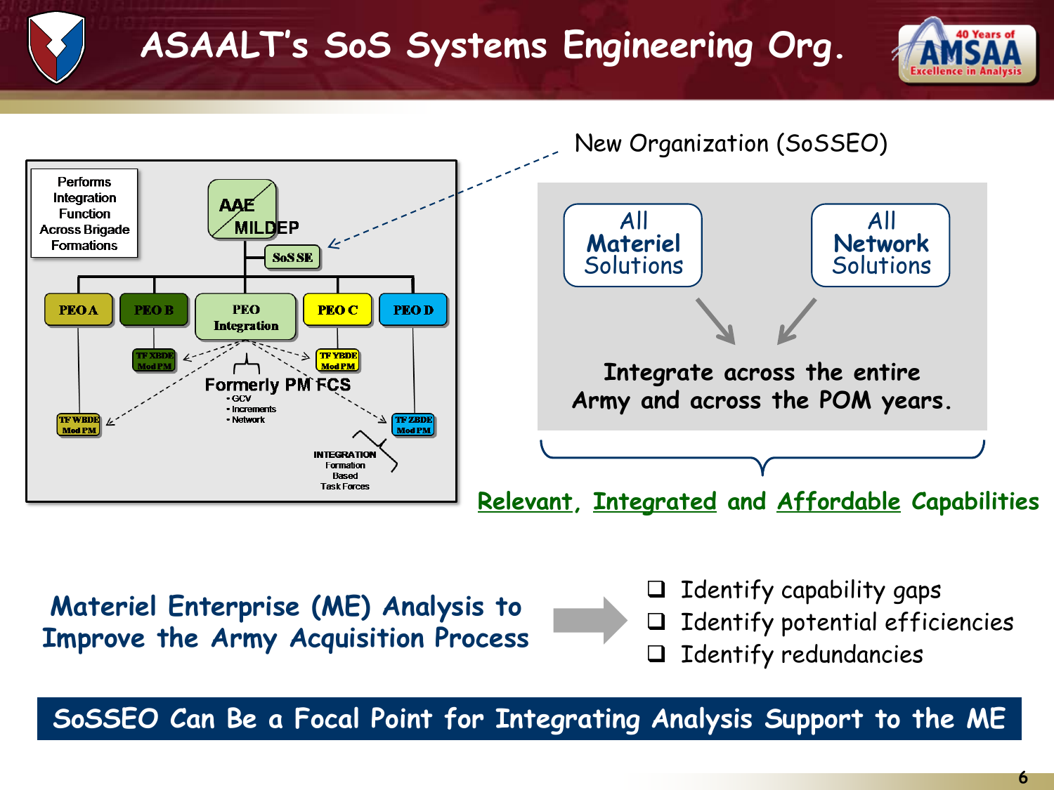# ASAALT's SoS Systems Engineering Org.

Performs Integration Function Across Brigade Formations

AAE / MILDEP

SoS SE

PEO A | PEO B | PEO Integration | PEO C | PEO D

TF XBDE Mod PM

TF YBDE Mod PM

TF WBDE Mod PM

TF ZBDE Mod PM

Formerly PM FCS
- GCV
- Increments
- Network

INTEGRATION Formation Based Task Forces

New Organization (SoSSEO)

All **Materiel** Solutions

All **Network** Solutions

**Integrate across the entire Army and across the POM years.**

**Relevant, Integrated and Affordable Capabilities**

**Materiel Enterprise (ME) Analysis to Improve the Army Acquisition Process**

- ❑ Identify capability gaps
- ❑ Identify potential efficiencies
- ❑ Identify redundancies

**SoSSEO Can Be a Focal Point for Integrating Analysis Support to the ME**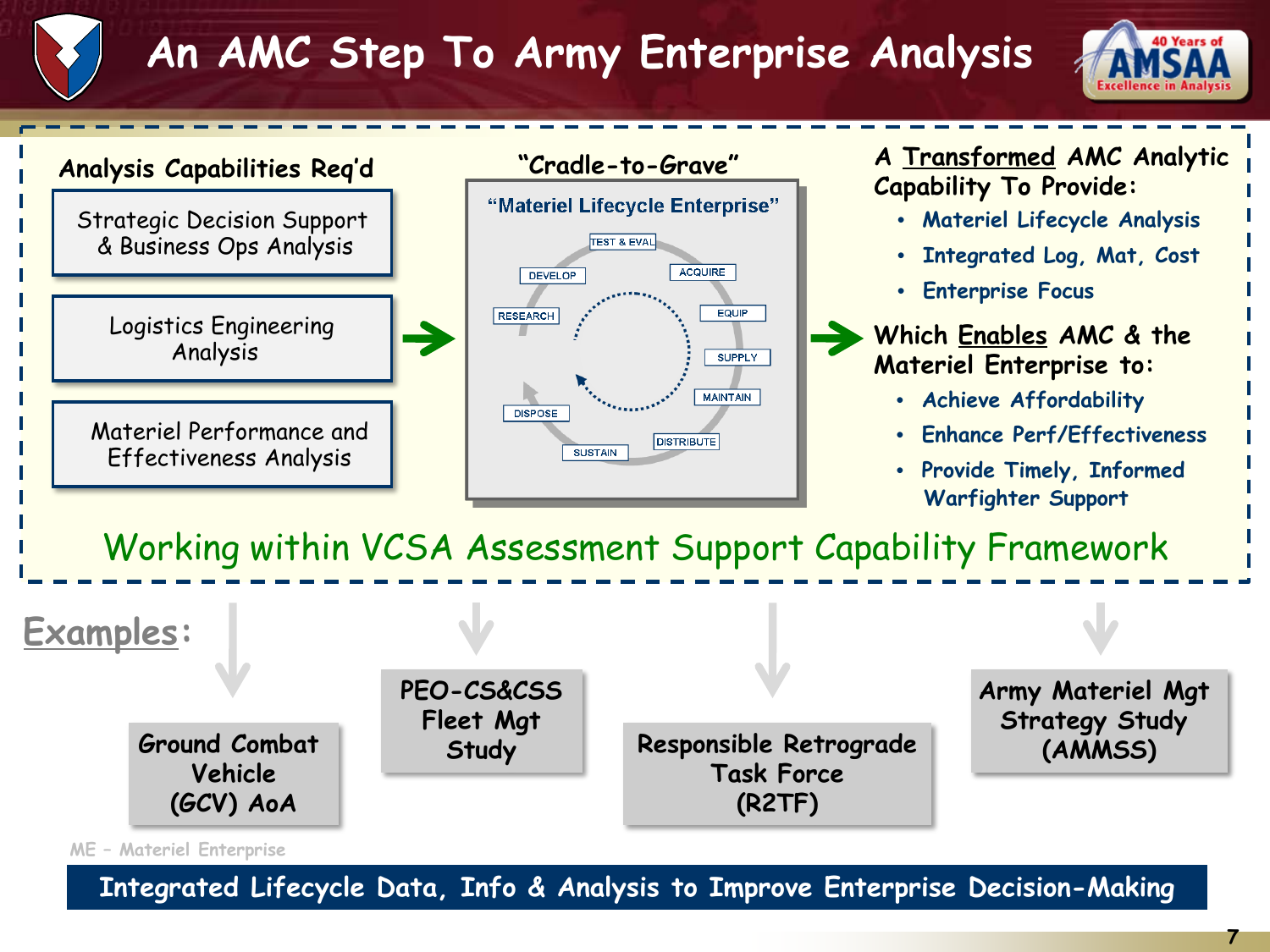# An AMC Step To Army Enterprise Analysis

**Analysis Capabilities Req'd**

- Strategic Decision Support & Business Ops Analysis
- Logistics Engineering Analysis
- Materiel Performance and Effectiveness Analysis

**"Cradle-to-Grave"**

"Materiel Lifecycle Enterprise"

TEST & EVAL, ACQUIRE, EQUIP, SUPPLY, MAINTAIN, DISTRIBUTE, SUSTAIN, DISPOSE, RESEARCH, DEVELOP

A Transformed AMC Analytic Capability To Provide:

- Materiel Lifecycle Analysis
- Integrated Log, Mat, Cost
- Enterprise Focus

Which Enables AMC & the Materiel Enterprise to:

- Achieve Affordability
- Enhance Perf/Effectiveness
- Provide Timely, Informed Warfighter Support

Working within VCSA Assessment Support Capability Framework

**Examples:**

- Ground Combat Vehicle (GCV) AoA
- PEO-CS&CSS Fleet Mgt Study
- Responsible Retrograde Task Force (R2TF)
- Army Materiel Mgt Strategy Study (AMMSS)

ME – Materiel Enterprise

**Integrated Lifecycle Data, Info & Analysis to Improve Enterprise Decision-Making**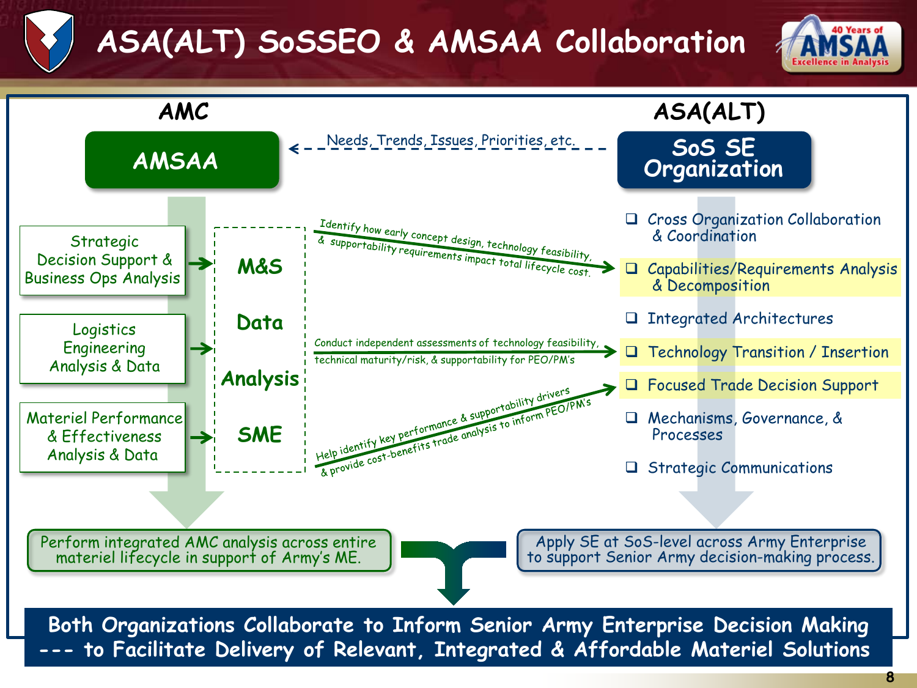# ASA(ALT) SoSSEO & AMSAA Collaboration

## AMC

### AMSAA

- Strategic Decision Support & Business Ops Analysis
- Logistics Engineering Analysis & Data
- Materiel Performance & Effectiveness Analysis & Data

**M&S**

**Data**

**Analysis**

**SME**

## ASA(ALT)

### SoS SE Organization

Needs, Trends, Issues, Priorities, etc.

- Cross Organization Collaboration & Coordination
- Capabilities/Requirements Analysis & Decomposition
- Integrated Architectures
- Technology Transition / Insertion
- Focused Trade Decision Support
- Mechanisms, Governance, & Processes
- Strategic Communications

Identify how early concept design, technology feasibility, & supportability requirements impact total lifecycle cost.

Conduct independent assessments of technology feasibility, technical maturity/risk, & supportability for PEO/PM's

Help identify key performance & supportability drivers & provide cost-benefits trade analysis to inform PEO/PM's

Perform integrated AMC analysis across entire materiel lifecycle in support of Army's ME.

Apply SE at SoS-level across Army Enterprise to support Senior Army decision-making process.

**Both Organizations Collaborate to Inform Senior Army Enterprise Decision Making --- to Facilitate Delivery of Relevant, Integrated & Affordable Materiel Solutions**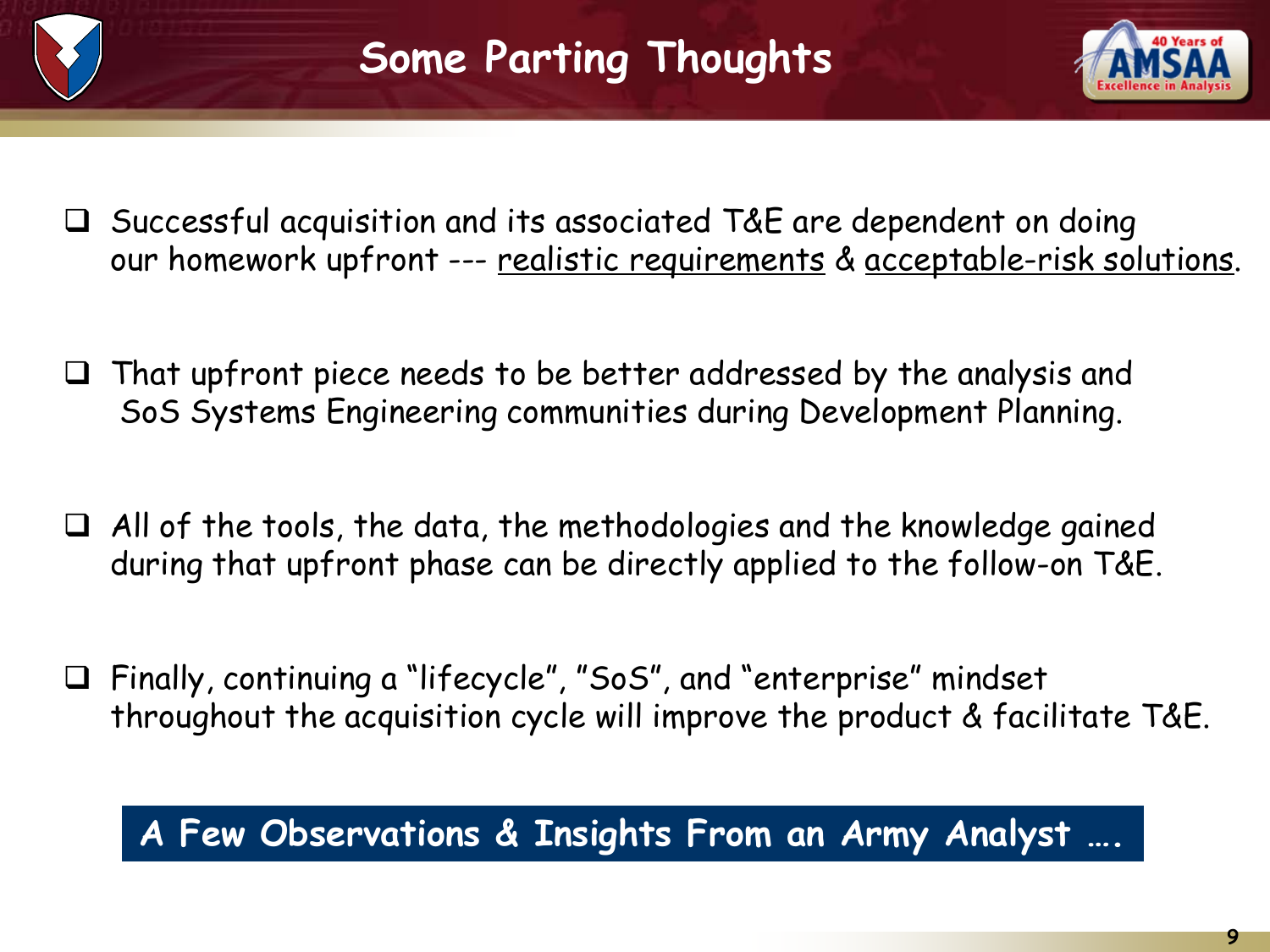# Some Parting Thoughts

- Successful acquisition and its associated T&E are dependent on doing our homework upfront --- <u>realistic requirements</u> & <u>acceptable-risk solutions</u>.

- That upfront piece needs to be better addressed by the analysis and SoS Systems Engineering communities during Development Planning.

- All of the tools, the data, the methodologies and the knowledge gained during that upfront phase can be directly applied to the follow-on T&E.

- Finally, continuing a "lifecycle", "SoS", and "enterprise" mindset throughout the acquisition cycle will improve the product & facilitate T&E.

**A Few Observations & Insights From an Army Analyst ….**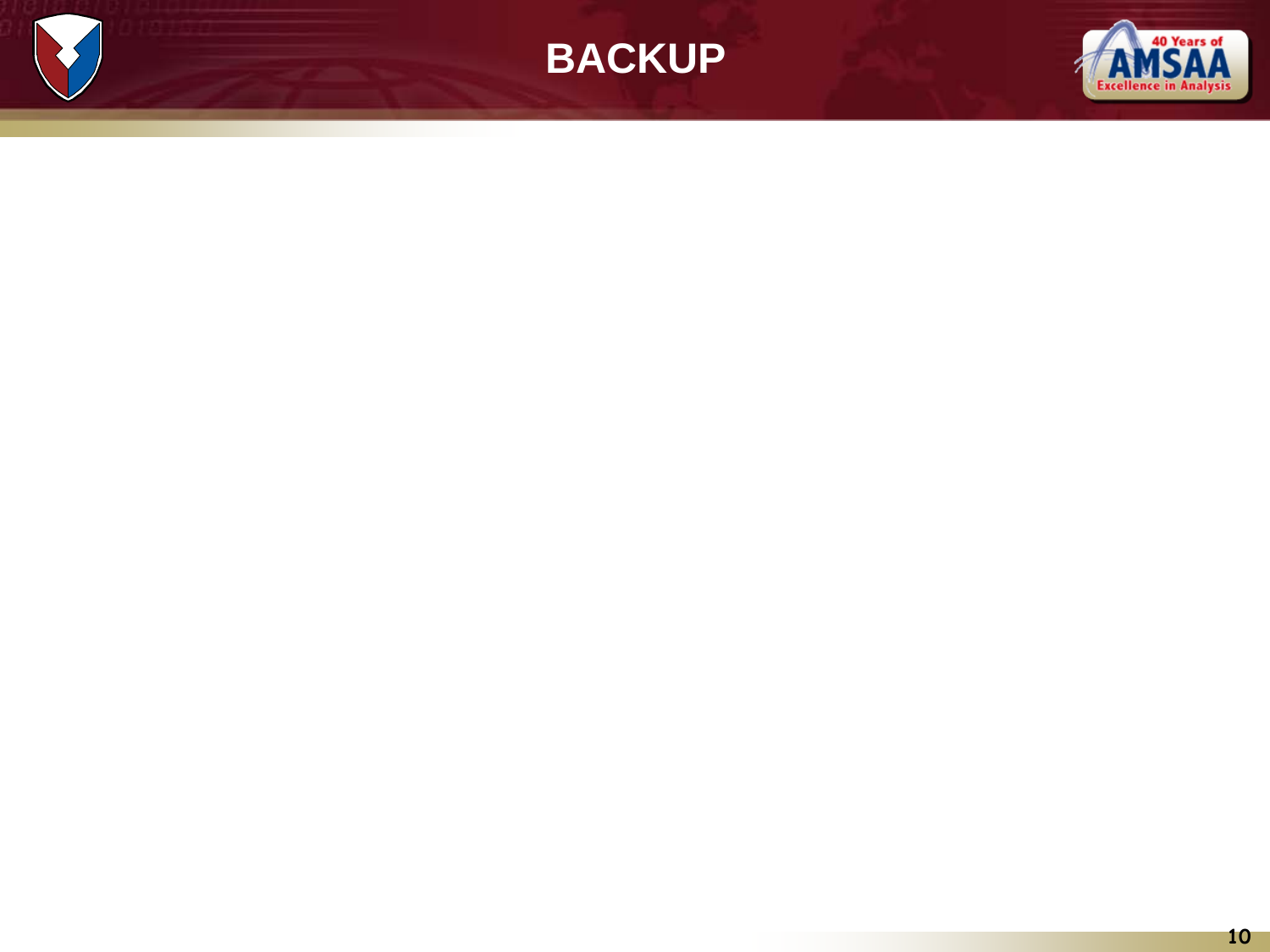# BACKUP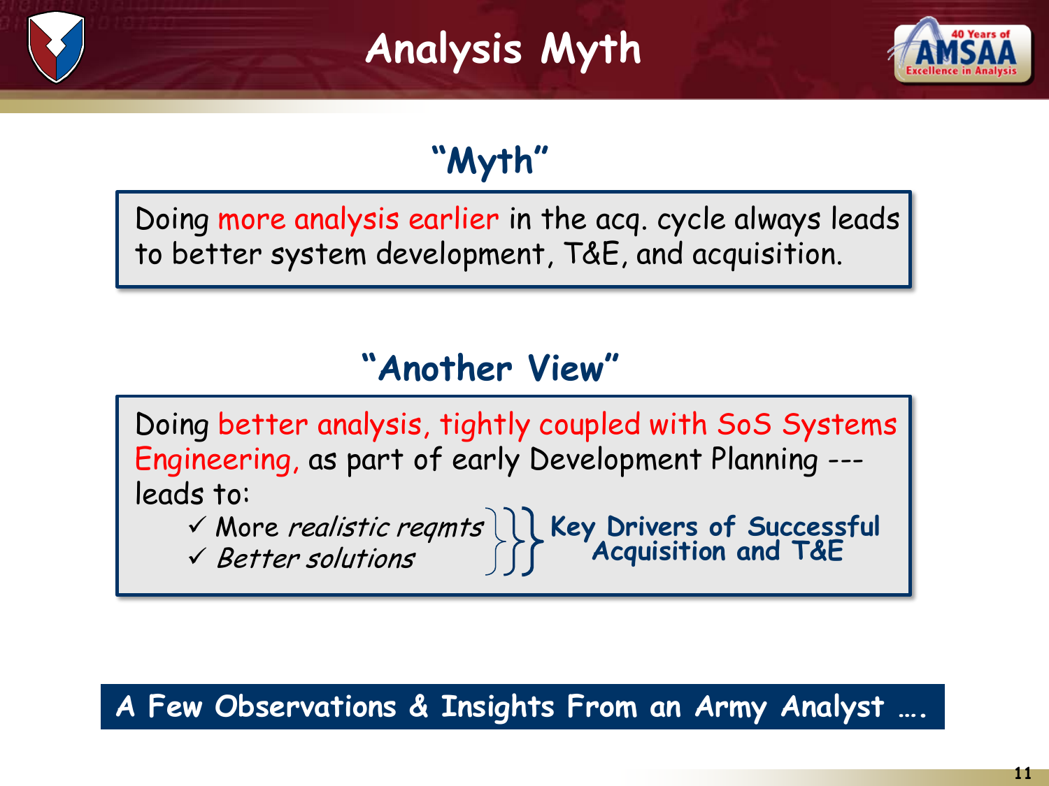# Analysis Myth

## "Myth"

Doing more analysis earlier in the acq. cycle always leads to better system development, T&E, and acquisition.

## "Another View"

Doing better analysis, tightly coupled with SoS Systems Engineering, as part of early Development Planning --- leads to:

- ✓ More *realistic reqmts*
- ✓ *Better solutions*

} **Key Drivers of Successful Acquisition and T&E**

**A Few Observations & Insights From an Army Analyst ….**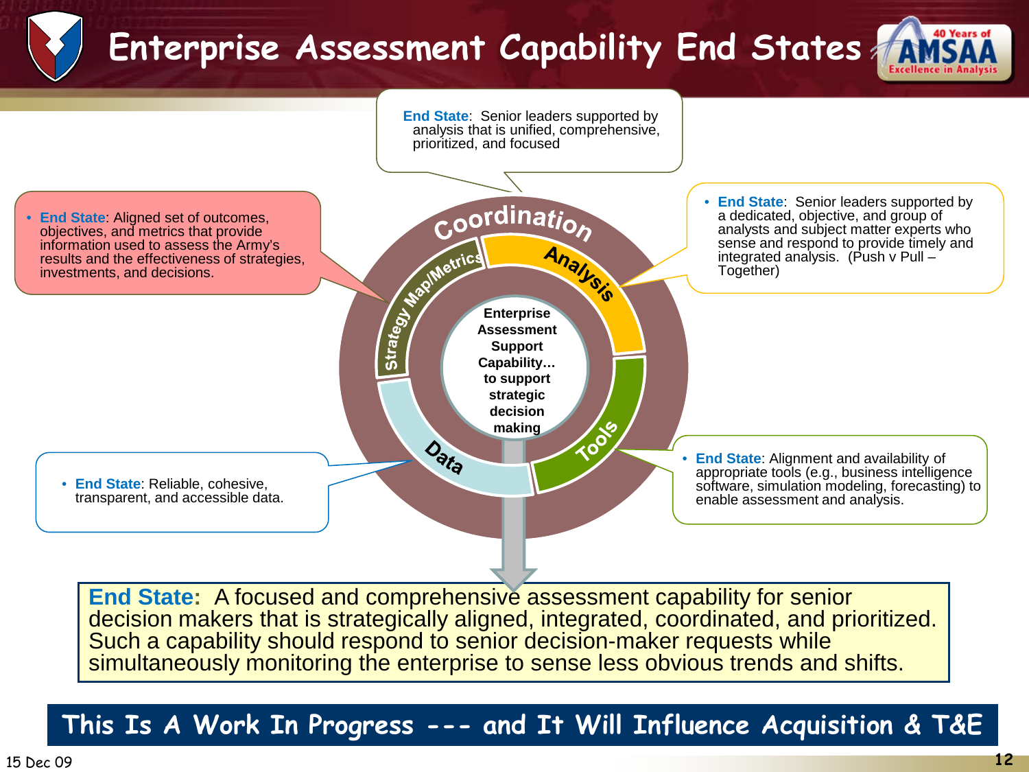# Enterprise Assessment Capability End States

**End State**: Senior leaders supported by analysis that is unified, comprehensive, prioritized, and focused

- **End State**: Aligned set of outcomes, objectives, and metrics that provide information used to assess the Army's results and the effectiveness of strategies, investments, and decisions.

- **End State**: Senior leaders supported by a dedicated, objective, and group of analysts and subject matter experts who sense and respond to provide timely and integrated analysis. (Push v Pull – Together)

Coordination

Strategy Map/Metrics

Analysis

Tools

Data

**Enterprise Assessment Support Capability… to support strategic decision making**

- **End State**: Reliable, cohesive, transparent, and accessible data.

- **End State**: Alignment and availability of appropriate tools (e.g., business intelligence software, simulation modeling, forecasting) to enable assessment and analysis.

**End State:** A focused and comprehensive assessment capability for senior decision makers that is strategically aligned, integrated, coordinated, and prioritized. Such a capability should respond to senior decision-maker requests while simultaneously monitoring the enterprise to sense less obvious trends and shifts.

**This Is A Work In Progress --- and It Will Influence Acquisition & T&E**

15 Dec 09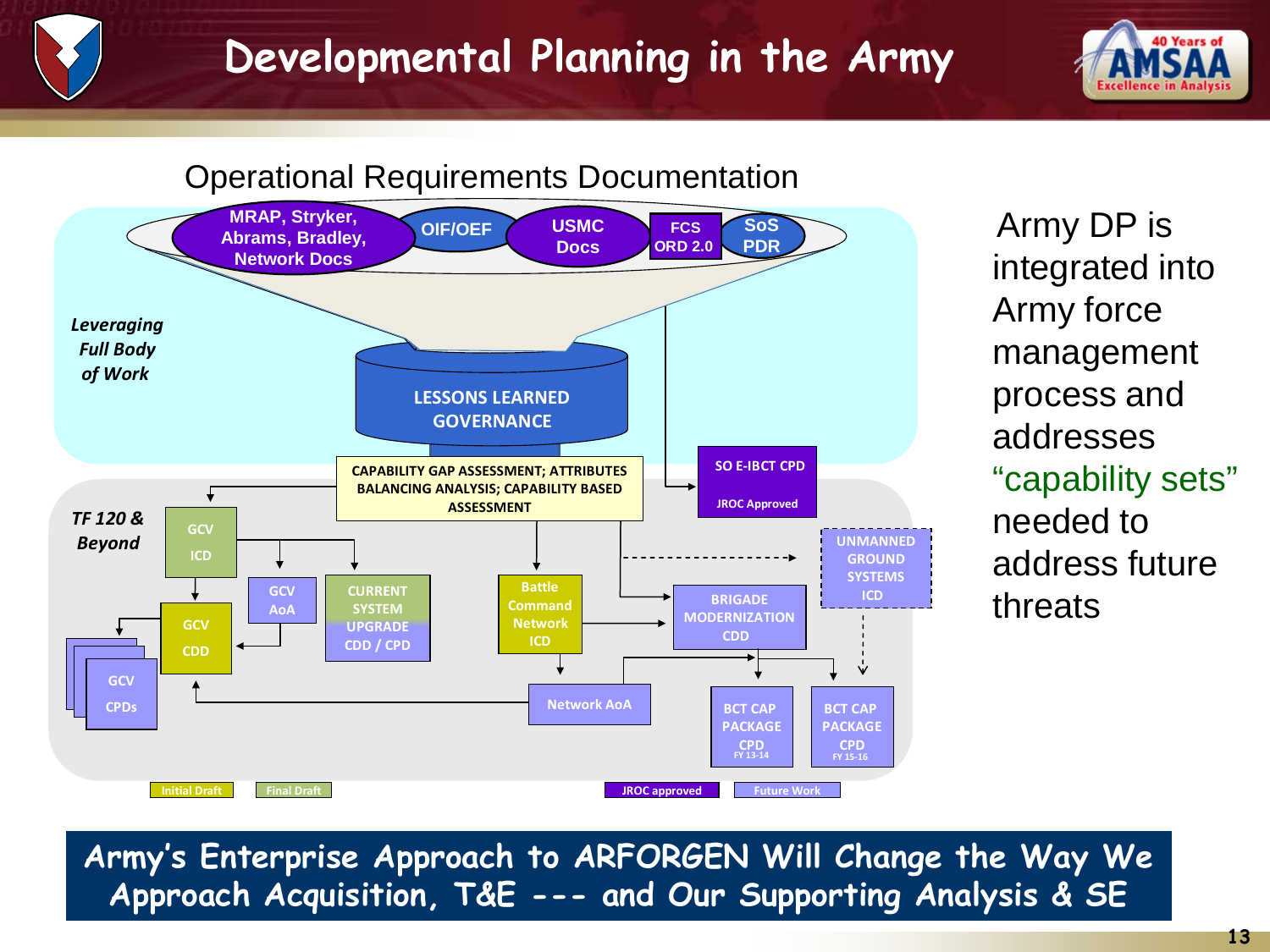# Developmental Planning in the Army

## Operational Requirements Documentation

MRAP, Stryker, Abrams, Bradley, Network Docs

OIF/OEF

USMC Docs

FCS ORD 2.0

SoS PDR

*Leveraging Full Body of Work*

LESSONS LEARNED GOVERNANCE

CAPABILITY GAP ASSESSMENT; ATTRIBUTES BALANCING ANALYSIS; CAPABILITY BASED ASSESSMENT

SO E-IBCT CPD

JROC Approved

*TF 120 & Beyond*

GCV ICD

GCV AoA

CURRENT SYSTEM UPGRADE CDD / CPD

Battle Command Network ICD

UNMANNED GROUND SYSTEMS ICD

BRIGADE MODERNIZATION CDD

GCV CDD

GCV CPDs

Network AoA

BCT CAP PACKAGE CPD FY 13-14

BCT CAP PACKAGE CPD FY 15-16

Initial Draft | Final Draft | JROC approved | Future Work

Army DP is integrated into Army force management process and addresses "capability sets" needed to address future threats

**Army's Enterprise Approach to ARFORGEN Will Change the Way We Approach Acquisition, T&E --- and Our Supporting Analysis & SE**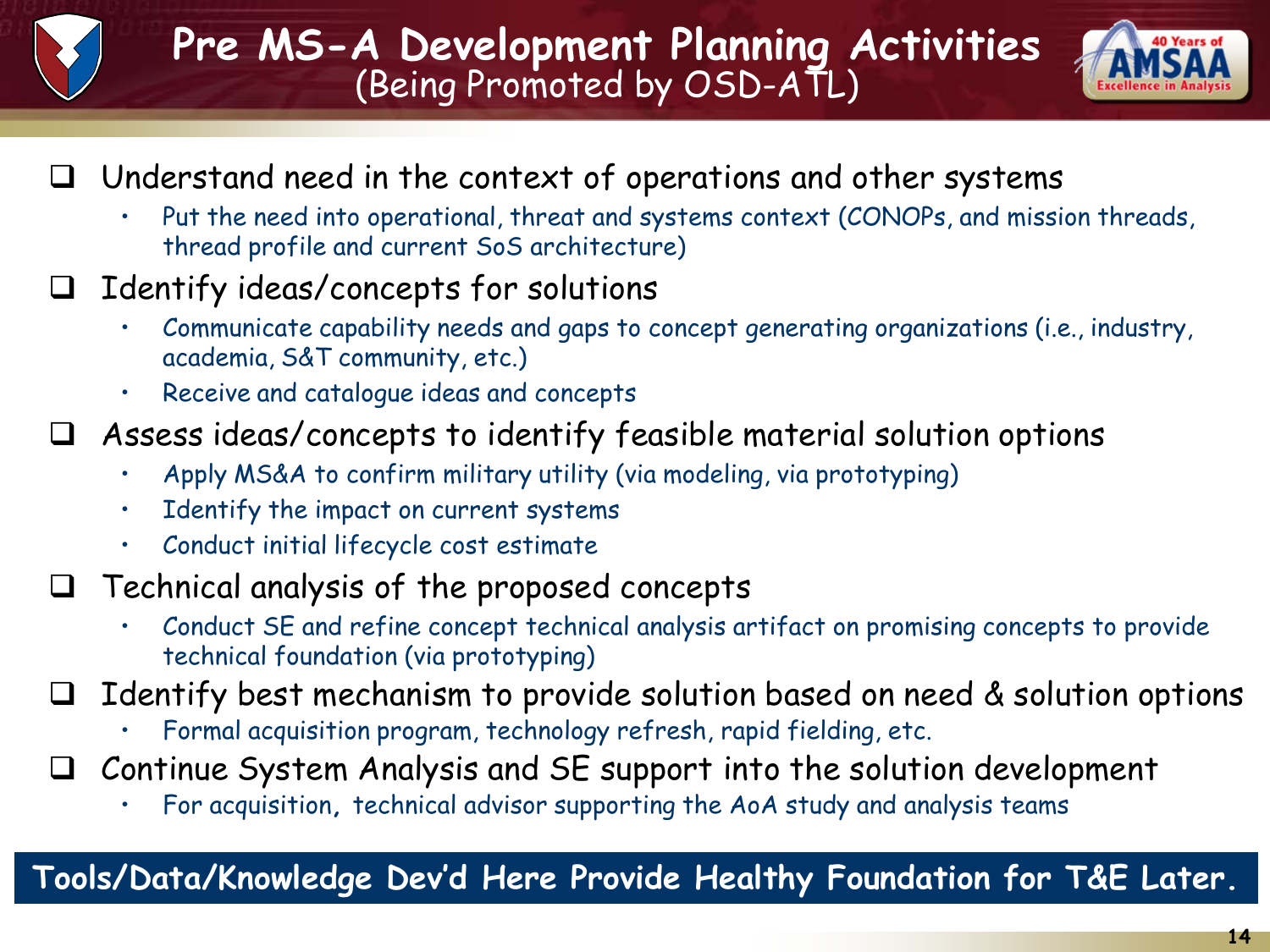# Pre MS-A Development Planning Activities
## (Being Promoted by OSD-ATL)

- Understand need in the context of operations and other systems
  - Put the need into operational, threat and systems context (CONOPs, and mission threads, thread profile and current SoS architecture)
- Identify ideas/concepts for solutions
  - Communicate capability needs and gaps to concept generating organizations (i.e., industry, academia, S&T community, etc.)
  - Receive and catalogue ideas and concepts
- Assess ideas/concepts to identify feasible material solution options
  - Apply MS&A to confirm military utility (via modeling, via prototyping)
  - Identify the impact on current systems
  - Conduct initial lifecycle cost estimate
- Technical analysis of the proposed concepts
  - Conduct SE and refine concept technical analysis artifact on promising concepts to provide technical foundation (via prototyping)
- Identify best mechanism to provide solution based on need & solution options
  - Formal acquisition program, technology refresh, rapid fielding, etc.
- Continue System Analysis and SE support into the solution development
  - For acquisition, technical advisor supporting the AoA study and analysis teams

**Tools/Data/Knowledge Dev'd Here Provide Healthy Foundation for T&E Later.**